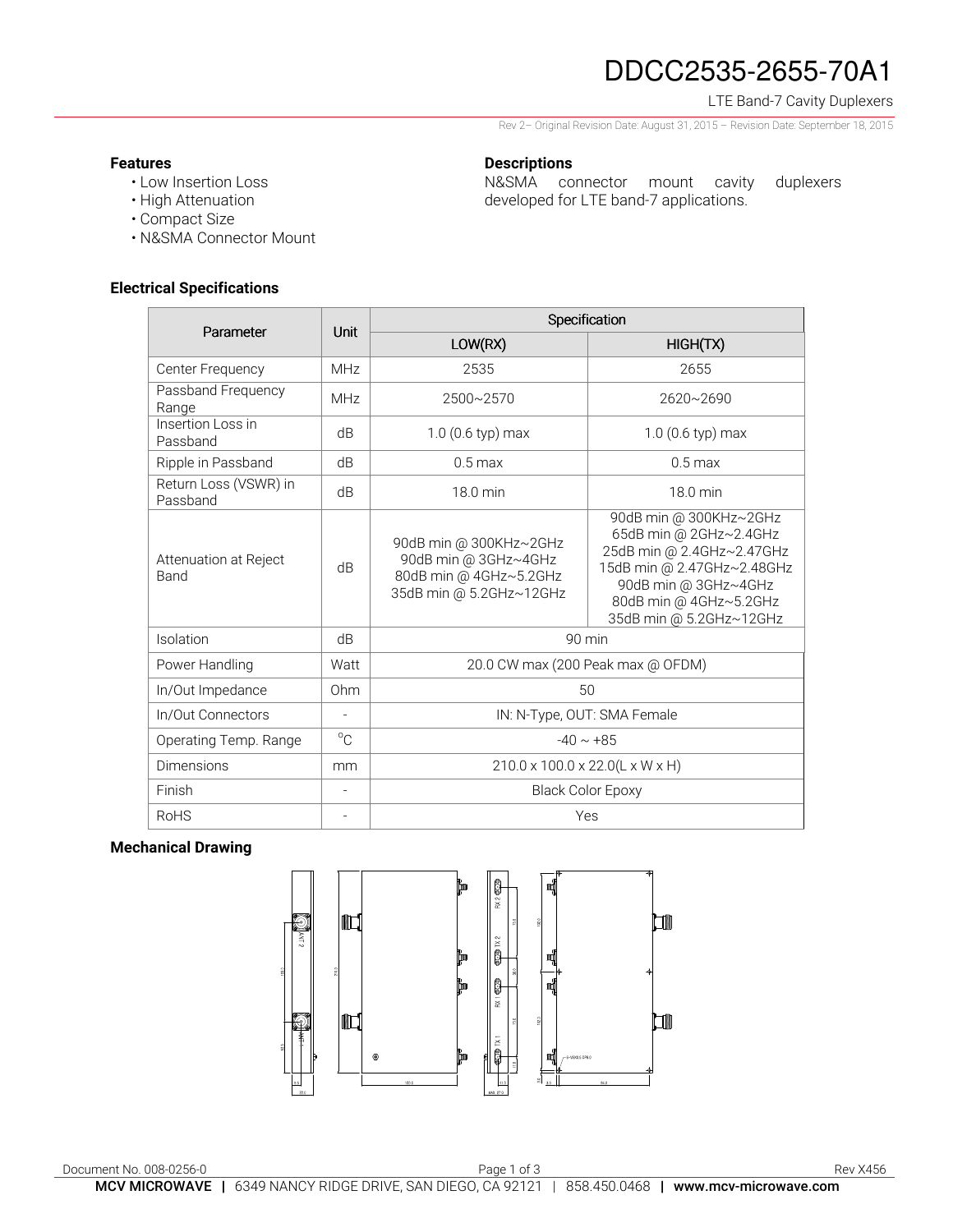# DDCC2535-2655-70A1

LTE Band-7 Cavity Duplexers

Rev 2– Original Revision Date: August 31, 2015 – Revision Date: September 18, 2015

### Features

- Low Insertion Loss
- High Attenuation
- Compact Size
- N&SMA Connector Mount

### Descriptions

N&SMA connector mount cavity duplexers developed for LTE band-7 applications.

### Electrical Specifications

| Parameter | Unit | Specification | |
|---|---|---|---|
| | | LOW(RX) | HIGH(TX) |
| Center Frequency | MHz | 2535 | 2655 |
| Passband Frequency Range | MHz | 2500~2570 | 2620~2690 |
| Insertion Loss in Passband | dB | 1.0 (0.6 typ) max | 1.0 (0.6 typ) max |
| Ripple in Passband | dB | 0.5 max | 0.5 max |
| Return Loss (VSWR) in Passband | dB | 18.0 min | 18.0 min |
| Attenuation at Reject Band | dB | 90dB min @ 300KHz~2GHz<br>90dB min @ 3GHz~4GHz<br>80dB min @ 4GHz~5.2GHz<br>35dB min @ 5.2GHz~12GHz | 90dB min @ 300KHz~2GHz<br>65dB min @ 2GHz~2.4GHz<br>25dB min @ 2.4GHz~2.47GHz<br>15dB min @ 2.47GHz~2.48GHz<br>90dB min @ 3GHz~4GHz<br>80dB min @ 4GHz~5.2GHz<br>35dB min @ 5.2GHz~12GHz |
| Isolation | dB | 90 min | |
| Power Handling | Watt | 20.0 CW max (200 Peak max @ OFDM) | |
| In/Out Impedance | Ohm | 50 | |
| In/Out Connectors | - | IN: N-Type, OUT: SMA Female | |
| Operating Temp. Range | °C | -40 ~ +85 | |
| Dimensions | mm | 210.0 x 100.0 x 22.0(L x W x H) | |
| Finish | - | Black Color Epoxy | |
| RoHS | - | Yes | |

### Mechanical Drawing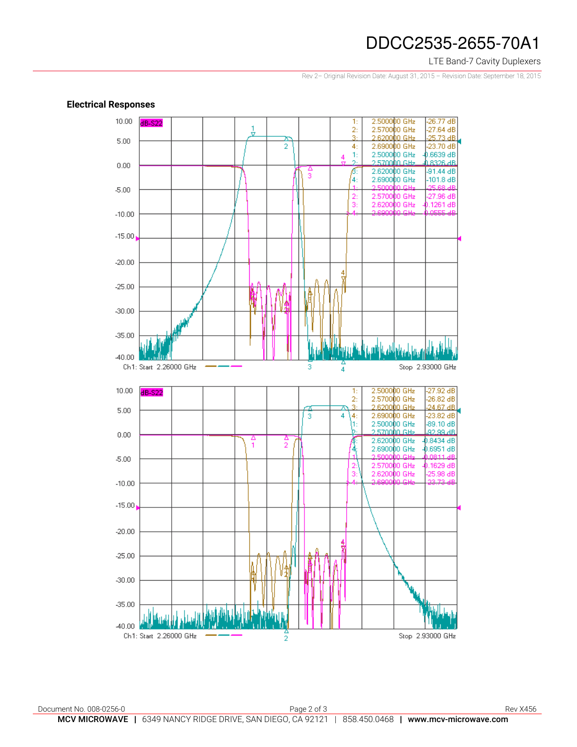## Electrical Responses

dB-S22

| Marker | Frequency | Value |
| --- | --- | --- |
| 1: | 2.500000 GHz | -26.77 dB |
| 2: | 2.570000 GHz | -27.64 dB |
| 3: | 2.620000 GHz | -25.73 dB |
| 4: | 2.690000 GHz | -23.70 dB |
| 1: | 2.500000 GHz | -0.6639 dB |
| 2: | 2.570000 GHz | -0.8326 dB |
| 3: | 2.620000 GHz | -91.44 dB |
| 4: | 2.690000 GHz | -101.8 dB |
| 1: | 2.500000 GHz | -25.68 dB |
| 2: | 2.570000 GHz | -27.96 dB |
| 3: | 2.620000 GHz | -0.1261 dB |
| 4: | 2.690000 GHz | -0.0555 dB |

Ch1: Start 2.26000 GHz — Stop 2.93000 GHz

dB-S22

| Marker | Frequency | Value |
| --- | --- | --- |
| 1: | 2.500000 GHz | -27.92 dB |
| 2: | 2.570000 GHz | -26.82 dB |
| 3: | 2.620000 GHz | -24.67 dB |
| 4: | 2.690000 GHz | -23.82 dB |
| 1: | 2.500000 GHz | -89.10 dB |
| 2: | 2.570000 GHz | -92.99 dB |
| 3: | 2.620000 GHz | -0.8434 dB |
| 4: | 2.690000 GHz | -0.6951 dB |
| 1: | 2.500000 GHz | -0.0811 dB |
| 2: | 2.570000 GHz | -0.1629 dB |
| 3: | 2.620000 GHz | -25.98 dB |
| 4: | 2.690000 GHz | -23.73 dB |

Ch1: Start 2.26000 GHz — Stop 2.93000 GHz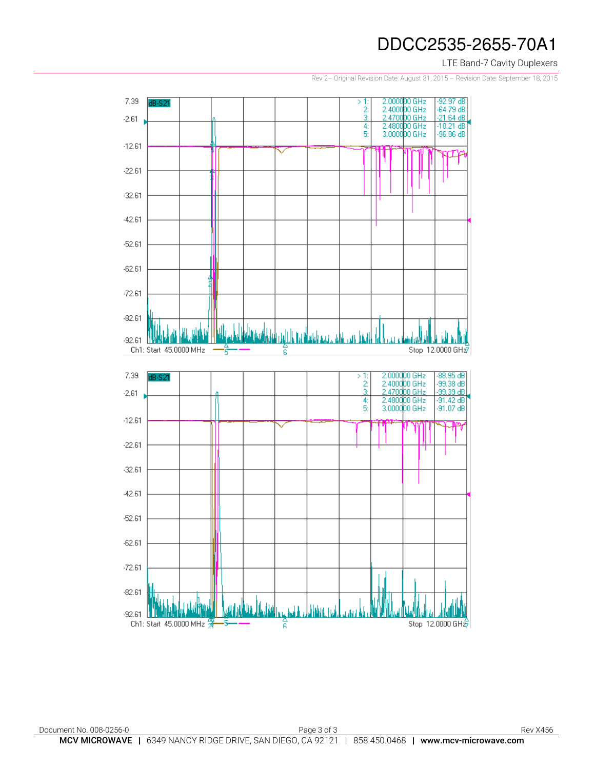# DDCC2535-2655-70A1

LTE Band-7 Cavity Duplexers

Rev 2– Original Revision Date: August 31, 2015 – Revision Date: September 18, 2015

dB-S21

7.39
-2.61
-12.61
-22.61
-32.61
-42.61
-52.61
-62.61
-72.61
-82.61
-92.61

> 1: 2.000000 GHz -92.97 dB
2: 2.400000 GHz -64.79 dB
3: 2.470000 GHz -21.64 dB
4: 2.480000 GHz -10.21 dB
5: 3.000000 GHz -96.96 dB

Ch1: Start 45.0000 MHz
Stop 12.0000 GHz

dB-S21

7.39
-2.61
-12.61
-22.61
-32.61
-42.61
-52.61
-62.61
-72.61
-82.61
-92.61

> 1: 2.000000 GHz -88.95 dB
2: 2.400000 GHz -99.38 dB
3: 2.470000 GHz -99.39 dB
4: 2.480000 GHz -91.42 dB
5: 3.000000 GHz -91.07 dB

Ch1: Start 45.0000 MHz
Stop 12.0000 GHz

Document No. 008-0256-0

Rev X456

**MCV MICROWAVE** | 6349 NANCY RIDGE DRIVE, SAN DIEGO, CA 92121 | 858.450.0468 | **www.mcv-microwave.com**